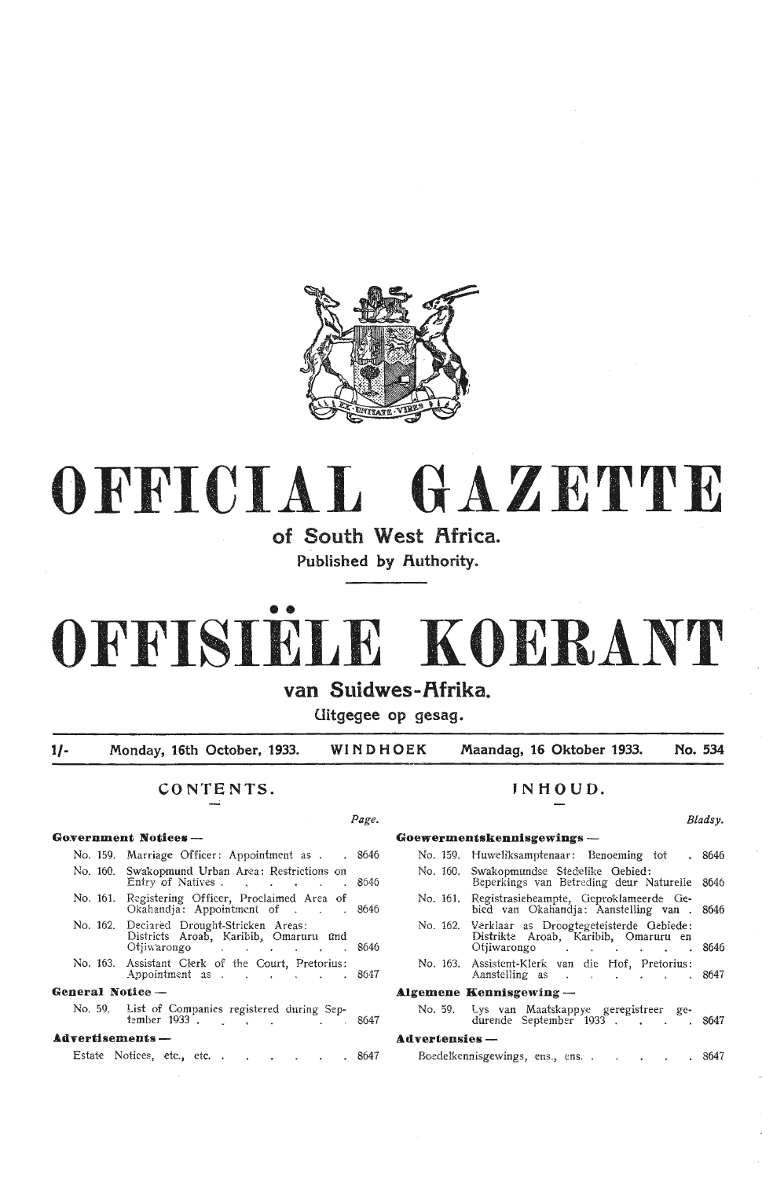# OFFICIAL GAZETTE

## of South West Africa.

Published by Authority.

# OFFISIËLE KOERANT

## van Suidwes-Afrika.

Uitgegee op gesag.

1/- Monday, 16th October, 1933. WINDHOEK Maandag, 16 Oktober 1933. No. 534

### CONTENTS.

| | Page. |
|---|---|
| **Government Notices —** | |
| No. 159. Marriage Officer: Appointment as | 8646 |
| No. 160. Swakopmund Urban Area: Restrictions on Entry of Natives | 8646 |
| No. 161. Registering Officer, Proclaimed Area of Okahandja: Appointment of | 8646 |
| No. 162. Declared Drought-Stricken Areas: Districts Aroab, Karibib, Omaruru and Otjiwarongo | 8646 |
| No. 163. Assistant Clerk of the Court, Pretorius: Appointment as | 8647 |
| **General Notice —** | |
| No. 59. List of Companies registered during September 1933 | 8647 |
| **Advertisements —** | |
| Estate Notices, etc., etc. | 8647 |

### INHOUD.

| | Bladsy. |
|---|---|
| **Goewermentskennisgewings —** | |
| No. 159. Huweliksamptenaar: Benoeming tot | 8646 |
| No. 160. Swakopmundse Stedelike Gebied: Beperkings van Betreding deur Naturelle | 8646 |
| No. 161. Registrasiebeampte, Geproklameerde Gebied van Okahandja: Aanstelling van | 8646 |
| No. 162. Verklaar as Droogtegeteisterde Gebiede: Distrikte Aroab, Karibib, Omaruru en Otjiwarongo | 8646 |
| No. 163. Assistent-Klerk van die Hof, Pretorius: Aanstelling as | 8647 |
| **Algemene Kennisgewing —** | |
| No. 59. Lys van Maatskappye geregistreer gedurende September 1933 | 8647 |
| **Advertensies —** | |
| Boedelkennisgewings, ens., ens. | 8647 |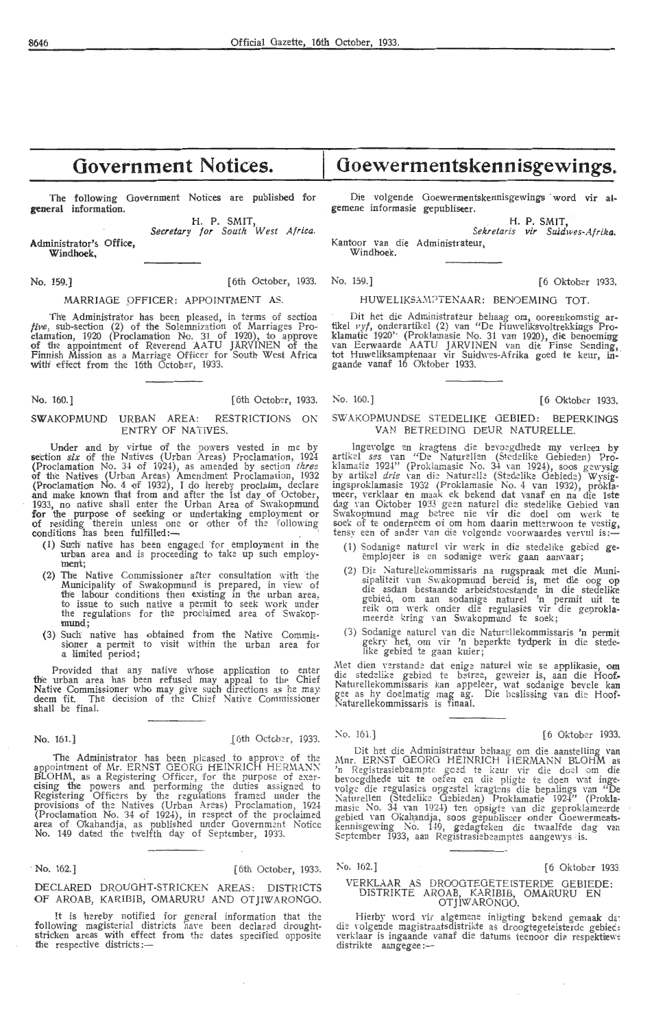# Government Notices.

The following Government Notices are published for general information.

H. P. SMIT,
*Secretary for South West Africa.*

Administrator's Office,
Windhoek,

No. 159.] [6th October, 1933.

MARRIAGE OFFICER: APPOINTMENT AS.

The Administrator has been pleased, in terms of section *five*, sub-section (2) of the Solemnization of Marriages Proclamation, 1920 (Proclamation No. 31 of 1920), to approve of the appointment of Reverend AATU JÄRVINEN of the Finnish Mission as a Marriage Officer for South West Africa with effect from the 16th October, 1933.

No. 160.] [6th October, 1933.

SWAKOPMUND URBAN AREA: RESTRICTIONS ON ENTRY OF NATIVES.

Under and by virtue of the powers vested in me by section *six* of the Natives (Urban Areas) Proclamation, 1924 (Proclamation No. 34 of 1924), as amended by section *three* of the Natives (Urban Areas) Amendment Proclamation, 1932 (Proclamation No. 4 of 1932), I do hereby proclaim, declare and make known that from and after the 1st day of October, 1933, no native shall enter the Urban Area of Swakopmund for the purpose of seeking or undertaking employment or of residing therein unless one or other of the following conditions has been fulfilled:—

(1) Such native has been engaged for employment in the urban area and is proceeding to take up such employment;

(2) The Native Commissioner after consultation with the Municipality of Swakopmund is prepared, in view of the labour conditions then existing in the urban area, to issue to such native a permit to seek work under the regulations for the proclaimed area of Swakopmund;

(3) Such native has obtained from the Native Commissioner a permit to visit within the urban area for a limited period;

Provided that any native whose application to enter the urban area has been refused may appeal to the Chief Native Commissioner who may give such directions as he may deem fit. The decision of the Chief Native Commissioner shall be final.

No. 161.] [6th October, 1933.

The Administrator has been pleased to approve of the appointment of Mr. ERNST GEORG HEINRICH HERMANN BLOHM, as a Registering Officer, for the purpose of exercising the powers and performing the duties assigned to Registering Officers by the regulations framed under the provisions of the Natives (Urban Areas) Proclamation, 1924 (Proclamation No. 34 of 1924), in respect of the proclaimed area of Okahandja, as published under Government Notice No. 149 dated the twelfth day of September, 1933.

No. 162.] [6th October, 1933.

DECLARED DROUGHT-STRICKEN AREAS: DISTRICTS OF AROAB, KARIBIB, OMARURU AND OTJIWARONGO.

It is hereby notified for general information that the following magisterial districts have been declared drought-stricken areas with effect from the dates specified opposite the respective districts:—

# Goewermentskennisgewings.

Die volgende Goewermentskennisgewings word vir algemene informasie gepubliseer.

H. P. SMIT,
*Sekretaris vir Suidwes-Afrika.*

Kantoor van die Administrateur,
Windhoek.

No. 159.] [6 Oktober 1933.

HUWELIKSAMPTENAAR: BENOEMING TOT.

Dit het die Administrateur behaag om, ooreenkomstig artikel *vyf*, onderartikel (2) van "De Huweliksvoltrekkings Proklamatie 1920" (Proklamasie No. 31 van 1920), die benoeming van Eerwaarde AATU JÄRVINEN van die Finse Sending, tot Huweliksamptenaar vir Suidwes-Afrika goed te keur, ingaande vanaf 16 Oktober 1933.

No. 160.] [6 Oktober 1933.

SWAKOPMUNDSE STEDELIKE GEBIED: BEPERKINGS VAN BETREDING DEUR NATURELLE.

Ingevolge en kragtens die bevoegdhede my verleen by artikel *ses* van "De Naturellen (Stedelike Gebieden) Proklamatie 1924" (Proklamasie No. 34 van 1924), soos gewysig by artikel *drie* van die Naturelle (Stedelike Gebiede) Wysigingsproklamasie 1932 (Proklamasie No. 4 van 1932), proklameer, verklaar en maak ek bekend dat vanaf en na die 1ste dag van Oktober 1933 geen naturel die stedelike Gebied van Swakopmund mag betree nie vir die doel om werk te soek of te onderneem of om hom daarin metterwoon te vestig, tensy een of ander van die volgende voorwaardes vervul is:—

(1) Sodanige naturel vir werk in die stedelike gebied geëmplojeer is en sodanige werk gaan aanvaar;

(2) Die Naturellekommissaris na rugspraak met die Munisipaliteit van Swakopmund bereid is, met die oog op die asdan bestaande arbeidstoestande in die stedelike gebied, om aan sodanige naturel 'n permit uit te reik om werk onder die regulasies vir die geproklameerde kring van Swakopmund te soek;

(3) Sodanige naturel van die Naturellekommissaris 'n permit gekry het, om vir 'n beperkte tydperk in die stedelike gebied te gaan kuier;

Met dien verstande dat enige naturel wie se applikasie, om die stedelike gebied te betree, geweier is, aan die Hoof-Naturellekommissaris kan appeleer, wat sodanige bevele kan gee as hy doelmatig mag ag. Die beslissing van die Hoof-Naturellekommissaris is finaal.

No. 161.] [6 Oktober 1933.

Dit het die Administrateur behaag om die aanstelling van Mnr. ERNST GEORG HEINRICH HERMANN BLOHM as 'n Registrasiebeampte goed te keur vir die doel om die bevoegdhede uit te oefen en die pligte te doen wat ingevolge die regulasies opgestel kragtens die bepalings van "De Naturellen (Stedelike Gebieden) Proklamatie 1924" (Proklamasie No. 34 van 1924) ten opsigte van die geproklameerde gebied van Okahandja, soos gepubliseer onder Goewermentskennisgewing No. 149, gedagteken die twaalfde dag van September 1933, aan Registrasiebeamptes aangewys is.

No. 162.] [6 Oktober 1933.

VERKLAAR AS DROOGTEGETEISTERDE GEBIEDE: DISTRIKTE AROAB, KARIBIB, OMARURU EN OTJIWARONGO.

Hierby word vir algemene inligting bekend gemaak dat die volgende magistraatsdistrikte as droogtegeteisterde gebiede verklaar is ingaande vanaf die datums teenoor die respektiewe distrikte aangegee:—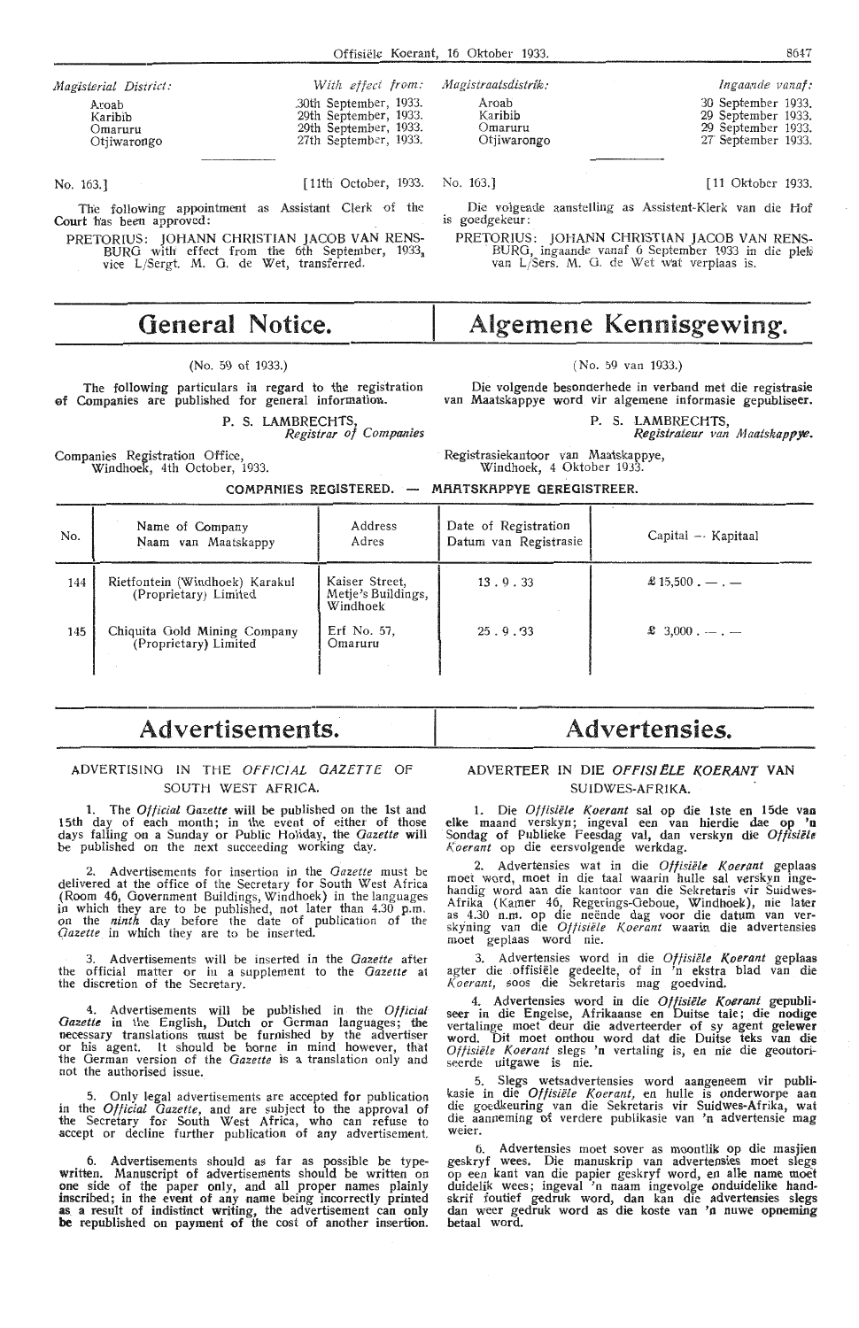*Magisterial District:* | *With effect from:*

| Magisterial District | With effect from |
|---|---|
| Aroab | 30th September, 1933. |
| Karibib | 29th September, 1933. |
| Omaruru | 29th September, 1933. |
| Otjiwarongo | 27th September, 1933. |

No. 163.] [11th October, 1933.

The following appointment as Assistant Clerk of the Court has been approved:

PRETORIUS: JOHANN CHRISTIAN JACOB VAN RENSBURG with effect from the 6th September, 1933, vice L/Sergt. M. G. de Wet, transferred.

| Magistraatsdistrik | Ingaande vanaf |
|---|---|
| Aroab | 30 September 1933. |
| Karibib | 29 September 1933. |
| Omaruru | 29 September 1933. |
| Otjiwarongo | 27 September 1933. |

No. 163.] [11 Oktober 1933.

Die volgende aanstelling as Assistent-Klerk van die Hof is goedgekeur:

PRETORIUS: JOHANN CHRISTIAN JACOB VAN RENSBURG, ingaande vanaf 6 September 1933 in die plek van L/Sers. M. G. de Wet wat verplaas is.

# General Notice.

(No. 59 of 1933.)

The following particulars in regard to the registration of Companies are published for general information.

P. S. LAMBRECHTS,
*Registrar of Companies*

Companies Registration Office,
Windhoek, 4th October, 1933.

# Algemene Kennisgewing.

(No. 59 van 1933.)

Die volgende besonderhede in verband met die registrasie van Maatskappye word vir algemene informasie gepubliseer.

P. S. LAMBRECHTS,
*Registrateur van Maatskappye.*

Registrasiekantoor van Maatskappye,
Windhoek, 4 Oktober 1933.

**COMPANIES REGISTERED. — MAATSKAPPYE GEREGISTREER.**

| No. | Name of Company<br>Naam van Maatskappy | Address<br>Adres | Date of Registration<br>Datum van Registrasie | Capital — Kapitaal |
|---|---|---|---|---|
| 144 | Rietfontein (Windhoek) Karakul (Proprietary) Limited | Kaiser Street, Metje's Buildings, Windhoek | 13 . 9 . 33 | £ 15,500 . — . — |
| 145 | Chiquita Gold Mining Company (Proprietary) Limited | Erf No. 57, Omaruru | 25 . 9 . 33 | £ 3,000 . — . — |

# Advertisements.

ADVERTISING IN THE *OFFICIAL GAZETTE* OF SOUTH WEST AFRICA.

1. The *Official Gazette* will be published on the 1st and 15th day of each month; in the event of either of those days falling on a Sunday or Public Holiday, the *Gazette* will be published on the next succeeding working day.

2. Advertisements for insertion in the *Gazette* must be delivered at the office of the Secretary for South West Africa (Room 46, Government Buildings, Windhoek) in the languages in which they are to be published, not later than 4.30 p.m. on the *ninth* day before the date of publication of the *Gazette* in which they are to be inserted.

3. Advertisements will be inserted in the *Gazette* after the official matter or in a supplement to the *Gazette* at the discretion of the Secretary.

4. Advertisements will be published in the *Official Gazette* in the English, Dutch or German languages; the necessary translations must be furnished by the advertiser or his agent. It should be borne in mind however, that the German version of the *Gazette* is a translation only and not the authorised issue.

5. Only legal advertisements are accepted for publication in the *Official Gazette*, and are subject to the approval of the Secretary for South West Africa, who can refuse to accept or decline further publication of any advertisement.

6. Advertisements should as far as possible be typewritten. Manuscript of advertisements should be written on one side of the paper only, and all proper names plainly inscribed; in the event of any name being incorrectly printed as a result of indistinct writing, the advertisement can only be republished on payment of the cost of another insertion.

# Advertensies.

ADVERTEER IN DIE *OFFISIËLE KOERANT* VAN SUIDWES-AFRIKA.

1. Die *Offisiële Koerant* sal op die 1ste en 15de van elke maand verskyn; ingeval een van hierdie dae op 'n Sondag of Publieke Feesdag val, dan verskyn die *Offisiële Koerant* op die eersvolgende werkdag.

2. Advertensies wat in die *Offisiële Koerant* geplaas moet word, moet in die taal waarin hulle sal verskyn ingehandig word aan die kantoor van die Sekretaris vir Suidwes-Afrika (Kamer 46, Regerings-Geboue, Windhoek), nie later as 4.30 n.m. op die neënde dag voor die datum van verskyning van die *Offisiële Koerant* waarin die advertensies moet geplaas word nie.

3. Advertensies word in die *Offisiële Koerant* geplaas agter die offisiële gedeelte, of in 'n ekstra blad van die *Koerant*, soos die Sekretaris mag goedvind.

4. Advertensies word in die *Offisiële Koerant* gepubliseer in die Engelse, Afrikaanse en Duitse tale; die nodige vertalinge moet deur die adverteerder of sy agent gelewer word. Dit moet onthou word dat die Duitse teks van die *Offisiële Koerant* slegs 'n vertaling is, en nie die geoutoriseerde uitgawe is nie.

5. Slegs wetsadvertensies word aangeneem vir publikasie in die *Offisiële Koerant*, en hulle is onderworpe aan die goedkeuring van die Sekretaris vir Suidwes-Afrika, wat die aanneming of verdere publikasie van 'n advertensie mag weier.

6. Advertensies moet sover as moontlik op die masjien geskryf wees. Die manuskrip van advertensies moet slegs op een kant van die papier geskryf word, en alle name moet duidelik wees; ingeval 'n naam ingevolge onduidelike handskrif foutief gedruk word, dan kan die advertensies slegs dan weer gedruk word as die koste van 'n nuwe opneming betaal word.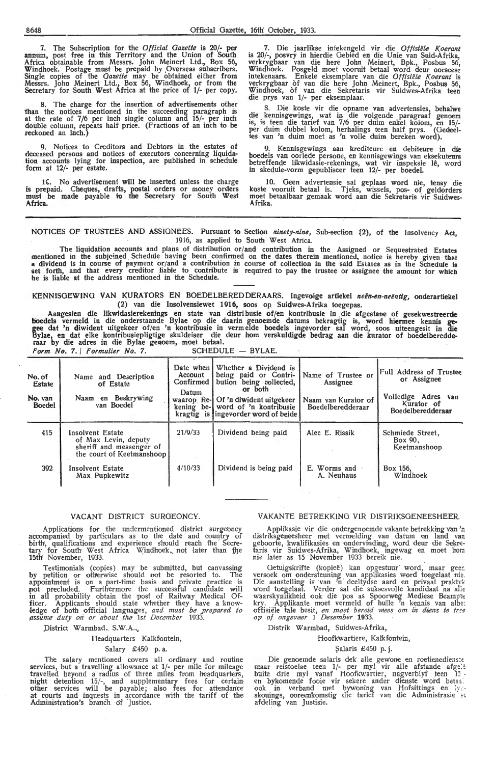7. The Subscription for the *Official Gazette* is 20/- per annum, post free in this Territory and the Union of South Africa obtainable from Messrs. John Meinert Ltd., Box 56, Windhoek. Postage must be prepaid by Overseas subscribers. Single copies of the *Gazette* may be obtained either from Messrs. John Meinert Ltd., Box 56, Windhoek, or from the Secretary for South West Africa at the price of 1/- per copy.

8. The charge for the insertion of advertisements other than the notices mentioned in the succeeding paragraph is at the rate of 7/6 per inch single column and 15/- per inch double column, repeats half price. (Fractions of an inch to be reckoned an inch.)

9. Notices to Creditors and Debtors in the estates of deceased persons and notices of executors concerning liquidation accounts lying for inspection, are published in schedule form at 12/- per estate.

10. No advertisement will be inserted unless the charge is prepaid. Cheques, drafts, postal orders or money orders must be made payable to the Secretary for South West Africa.

7. Die jaarlikse intekengeld vir die *Offisiële Koerant* is 20/-, posvry in hierdie Gebied en die Unie van Suid-Afrika, verkrygbaar van die here John Meinert, Bpk., Posbus 56, Windhoek. Posgeld moet vooruit betaal word deur oorseese intekenaars. Enkele eksemplare van die *Offisiële Koerant* is verkrygbaar òf van die here John Meinert, Bpk., Posbus 56, Windhoek, òf van die Sekretaris vir Suidwes-Afrika teen die prys van 1/- per eksemplaar.

8. Die koste vir die opname van advertensies, behalwe die kennisgewings, wat in die volgende paragraaf genoem is, is teen die tarief van 7/6 per duim enkel kolom, en 15/- per duim dubbel kolom, herhalings teen half prys. (Gedeeltes van 'n duim moet as 'n volle duim bereken word).

9. Kennisgewings aan krediteure en debiteure in die boedels van oorlede persone, en kennisgewings van eksekuteurs betreffende likwidasie-rekenings, wat vir inspeksie lê, word in skedule-vorm gepubliseer teen 12/- per boedel.

10. Geen advertensie sal geplaas word nie, tensy die koste vooruit betaal is. Tjeks, wissels, pos- of geldorders moet betaalbaar gemaak word aan die Sekretaris vir Suidwes-Afrika.

NOTICES OF TRUSTEES AND ASSIGNEES. Pursuant to Section *ninety-nine*, Sub-section (2), of the Insolvency Act, 1916, as applied to South West Africa.

The liquidation accounts and plans of distribution or/and contribution in the Assigned or Sequestrated Estates mentioned in the subjoined Schedule having been confirmed on the dates therein mentioned, notice is hereby given that a dividend is in course of payment or/and a contribution in course of collection in the said Estates as in the Schedule is set forth, and that every creditor liable to contribute is required to pay the trustee or assignee the amount for which he is liable at the address mentioned in the Schedule.

KENNISGEWING VAN KURATORS EN BOEDELBEREDDERAARS. Ingevolge artiekel *neën-en-neëntig*, onderartiekel (2) van die Insolvensiewet 1916, soos op Suidwes-Afrika toegepas.

Aangesien die likwidasierekenings en state van distribusie of/en kontribusie in die afgestane of gesekwestreerde boedels vermeld in die onderstaande Bylae op die daarin genoemde datums bekragtig is, word hiermee kennis gegee dat 'n diwident uitgekeer of/en 'n kontribusie in vermelde boedels ingevorder sal word, soos uiteengesit in die Bylae, en dat elke kontribusiepligtige skuldeiser die deur hom verskuldigde bedrag aan die kurator of boedelberedderaar by die adres in die Bylae genoem, moet betaal.

*Form No. 7. / Formulier No. 7.* SCHEDULE — BYLAE.

| No. of Estate / No. van Boedel | Name and Description of Estate / Naam en Beskrywing van Boedel | Date when Account Confirmed / Datum waarop Rekening bekragtig is | Whether a Dividend is being paid or Contribution being collected, or both / Of 'n diwident uitgekeer word of 'n kontribusie ingevorder word of beide | Name of Trustee or Assignee / Naam van Kurator of Boedelberedderaar | Full Address of Trustee or Assignee / Volledige Adres van Kurator of Boedelberedderaar |
|---|---|---|---|---|---|
| 415 | Insolvent Estate of Max Levin, deputy sheriff and messenger of the court of Keetmanshoop | 21/9/33 | Dividend being paid | Alec E. Rissik | Schmiede Street, Box 90, Keetmanshoop |
| 392 | Insolvent Estate Max Pupkewitz | 4/10/33 | Dividend is being paid | E. Worms and A. Neuhaus | Box 156, Windhoek |

## VACANT DISTRICT SURGEONCY.

Applications for the undermentioned district surgeoncy accompanied by particulars as to the date and country of birth, qualifications and experience should reach the Secretary for South West Africa Windhoek, not later than the 15th November, 1933.

Testimonials (copies) may be submitted, but canvassing by petition or otherwise should not be resorted to. The appointment is on a part-time basis and private practice is not precluded. Furthermore the successful candidate will in all probability obtain the post of Railway Medical Officer. Applicants should state whether they have a knowledge of both official languages, *and must be prepared to assume duty on or about the* 1st *December* 1933.

District Warmbad, S.W.A.,

Headquarters Kalkfontein,

Salary £450 p. a.

The salary mentioned covers all ordinary and routine services, but a travelling allowance at 1/- per mile for mileage travelled beyond a radius of three miles from headquarters, night detention 15/-, and supplementary fees for certain other services will be payable; also fees for attendance at courts and inquests in accordance with the tariff of the Administration's branch of Justice.

## VAKANTE BETREKKING VIR DISTRIKSGENEESHEER.

Applikasie vir die ondergenoemde vakante betrekking van 'n distriksgeneesheer met vermelding van datum en land van geboorte, kwalifikasies en ondervinding, word deur die Sekretaris vir Suidwes-Afrika, Windhoek, ingewag en moet hom nie later as 15 November 1933 bereik nie.

Getuigskrifte (kopieë) kan opgestuur word, maar geen versoek om ondersteuning van applikasies word toegelaat nie. Die aanstelling is van 'n deeltydse aard en privaat praktyk word toegelaat. Verder sal die suksesvolle kandidaat na alle waarskynlikheid ook die pos as Spoorweg Mediese Beampte kry. Applikante moet vermeld of hulle 'n kennis van albei offisiële tale besit, *en moet bereid wees om in diens te tree op of ongeveer* 1 *Desember* 1933.

Distrik Warmbad, Suidwes-Afrika,

Hoofkwartiere, Kalkfontein,

Salaris £450 p. j.

Die genoemde salaris dek alle gewone en roetienedienste maar reistoelae teen 1/- per myl vir alle afstande afgelê buite drie myl vanaf Hoofkwartier, nagverblyf teen 15/- en bykomende fooie vir sekere ander dienste word betaal, ook in verband met bywoning van Hofsittings en lykskouings, ooreenkomstig die tarief van die Administrasie se afdeling van Justisie.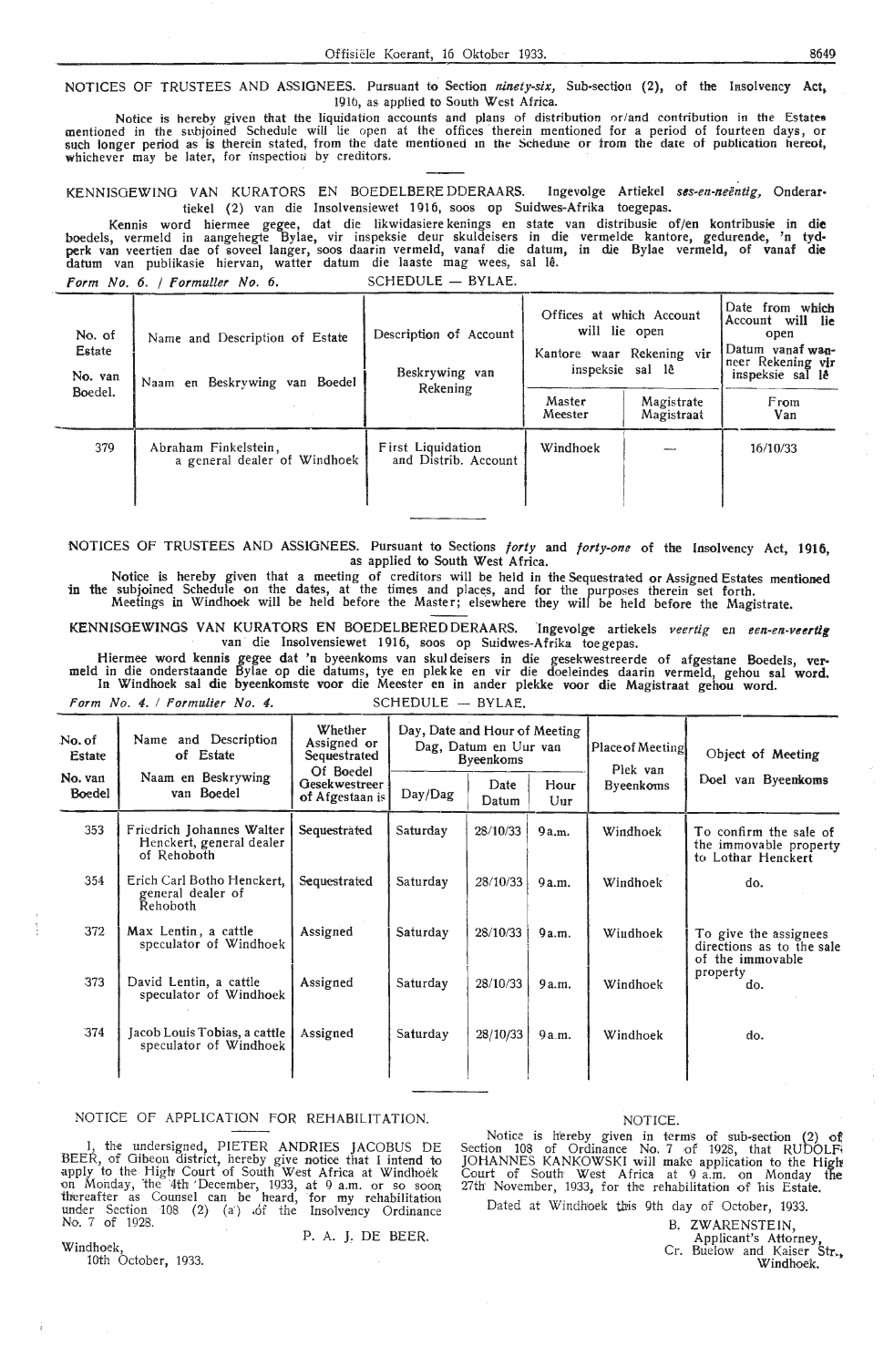NOTICES OF TRUSTEES AND ASSIGNEES. Pursuant to Section *ninety-six,* Sub-section (2), of the Insolvency Act, 1916, as applied to South West Africa.

Notice is hereby given that the liquidation accounts and plans of distribution or/and contribution in the Estates mentioned in the subjoined Schedule will lie open at the offices therein mentioned for a period of fourteen days, or such longer period as is therein stated, from the date mentioned in the Schedule or from the date of publication hereof, whichever may be later, for inspection by creditors.

KENNISGEWING VAN KURATORS EN BOEDELBEREDDERAARS. Ingevolge Artiekel *ses-en-neëntig,* Onderartiekel (2) van die Insolvensiewet 1916, soos op Suidwes-Afrika toegepas.

Kennis word hiermee gegee, dat die likwidasiere kenings en state van distribusie of/en kontribusie in die boedels, vermeld in aangehegte Bylae, vir inspeksie deur skuldeisers in die vermelde kantore, gedurende, 'n tydperk van veertien dae of soveel langer, soos daarin vermeld, vanaf die datum, in die Bylae vermeld, of vanaf die datum van publikasie hiervan, watter datum die laaste mag wees, sal lê.

*Form No. 6. / Formulier No. 6.* SCHEDULE — BYLAE.

| No. of Estate / No. van Boedel. | Name and Description of Estate / Naam en Beskrywing van Boedel | Description of Account / Beskrywing van Rekening | Offices at which Account will lie open / Kantore waar Rekening vir inspeksie sal lê | | Date from which Account will lie open / Datum vanaf wanneer Rekening vir inspeksie sal lê |
|---|---|---|---|---|---|
| | | | Master / Meester | Magistrate / Magistraat | From / Van |
| 379 | Abraham Finkelstein, a general dealer of Windhoek | First Liquidation and Distrib. Account | Windhoek | — | 16/10/33 |

NOTICES OF TRUSTEES AND ASSIGNEES. Pursuant to Sections *forty* and *forty-one* of the Insolvency Act, 1916, as applied to South West Africa.

Notice is hereby given that a meeting of creditors will be held in the Sequestrated or Assigned Estates mentioned in the subjoined Schedule on the dates, at the times and places, and for the purposes therein set forth. Meetings in Windhoek will be held before the Master; elsewhere they will be held before the Magistrate.

KENNISGEWINGS VAN KURATORS EN BOEDELBEREDDERAARS. Ingevolge artiekels *veertig* en *een-en-veertig* van die Insolvensiewet 1916, soos op Suidwes-Afrika toegepas.

Hiermee word kennis gegee dat 'n byeenkoms van skuldeisers in die gesekwestreerde of afgestane Boedels, vermeld in die onderstaande Bylae op die datums, tye en plekke en vir die doeleindes daarin vermeld, gehou sal word. In Windhoek sal die byeenkomste voor die Meester en in ander plekke voor die Magistraat gehou word.

*Form No. 4. / Formulier No. 4.* SCHEDULE — BYLAE.

| No. of Estate / No. van Boedel | Name and Description of Estate / Naam en Beskrywing van Boedel | Whether Assigned or Sequestrated / Of Boedel Gesekwestreer of Afgestaan is | Day, Date and Hour of Meeting / Dag, Datum en Uur van Byeenkoms | | | Place of Meeting / Plek van Byeenkoms | Object of Meeting / Doel van Byeenkoms |
|---|---|---|---|---|---|---|---|
| | | | Day/Dag | Date / Datum | Hour / Uur | | |
| 353 | Friedrich Johannes Walter Henckert, general dealer of Rehoboth | Sequestrated | Saturday | 28/10/33 | 9 a.m. | Windhoek | To confirm the sale of the immovable property to Lothar Henckert |
| 354 | Erich Carl Botho Henckert, general dealer of Rehoboth | Sequestrated | Saturday | 28/10/33 | 9 a.m. | Windhoek | do. |
| 372 | Max Lentin, a cattle speculator of Windhoek | Assigned | Saturday | 28/10/33 | 9 a.m. | Windhoek | To give the assignees directions as to the sale of the immovable property |
| 373 | David Lentin, a cattle speculator of Windhoek | Assigned | Saturday | 28/10/33 | 9 a.m. | Windhoek | do. |
| 374 | Jacob Louis Tobias, a cattle speculator of Windhoek | Assigned | Saturday | 28/10/33 | 9 a.m. | Windhoek | do. |

NOTICE OF APPLICATION FOR REHABILITATION.

I, the undersigned, PIETER ANDRIES JACOBUS DE BEER, of Gibeon district, hereby give notice that I intend to apply to the High Court of South West Africa at Windhoek on Monday, the 4th December, 1933, at 9 a.m. or so soon thereafter as Counsel can be heard, for my rehabilitation under Section 108 (2) (a) of the Insolvency Ordinance No. 7 of 1928.

P. A. J. DE BEER.

Windhoek,
10th October, 1933.

NOTICE.

Notice is hereby given in terms of sub-section (2) of Section 108 of Ordinance No. 7 of 1928, that RUDOLF JOHANNES KANKOWSKI will make application to the High Court of South West Africa at 9 a.m. on Monday the 27th November, 1933, for the rehabilitation of his Estate.

Dated at Windhoek this 9th day of October, 1933.

B. ZWARENSTEIN,
Applicant's Attorney,
Cr. Buelow and Kaiser Str.,
Windhoek.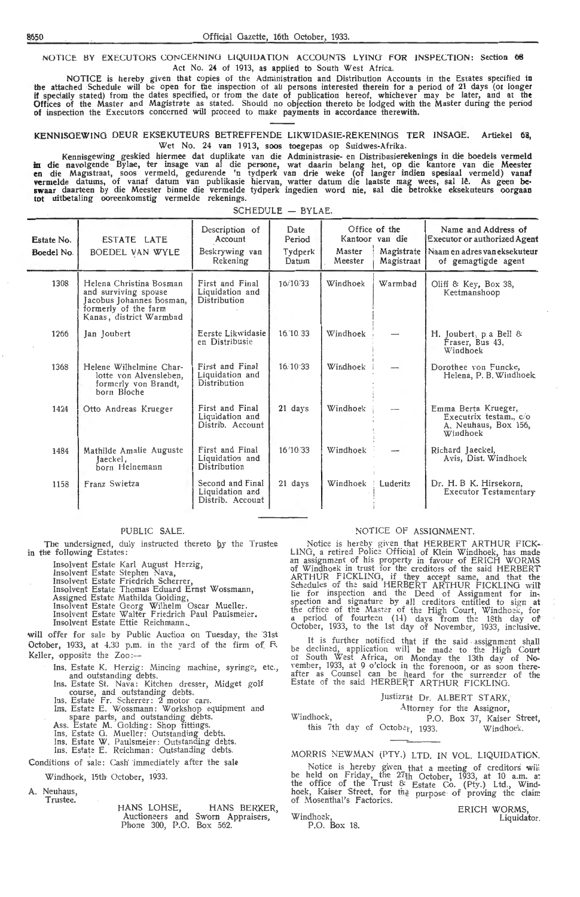NOTICE BY EXECUTORS CONCERNING LIQUIDATION ACCOUNTS LYING FOR INSPECTION: Section 68 Act No. 24 of 1913, as applied to South West Africa.

NOTICE is hereby given that copies of the Administration and Distribution Accounts in the Estates specified in the attached Schedule will be open for the inspection of all persons interested therein for a period of 21 days (or longer if specially stated) from the dates specified, or from the date of publication hereof, whichever may be later, and at the Offices of the Master and Magistrate as stated. Should no objection thereto be lodged with the Master during the period of inspection the Executors concerned will proceed to make payments in accordance therewith.

KENNISGEWING DEUR EKSEKUTEURS BETREFFENDE LIKWIDASIE-REKENINGS TER INSAGE. Artiekel 68, Wet No. 24 van 1913, soos toegepas op Suidwes-Afrika.

Kennisgewing geskied hiermee dat duplikate van die Administrasie- en Distribusierekenings in die boedels vermeld in die navolgende Bylae, ter insage van al die persone, wat daarin belang het, op die kantore van die Meester en die Magistraat, soos vermeld, gedurende 'n tydperk van drie weke (of langer indien spesiaal vermeld) vanaf vermelde datums, of vanaf datum van publikasie hiervan, watter datum die laatste mag wees, sal lê. As geen beswaar daarteen by die Meester binne die vermelde tydperk ingedien word nie, sal die betrokke eksekuteurs oorgaan tot uitbetaling ooreenkomstig vermelde rekenings.

SCHEDULE — BYLAE.

| Estate No. / Boedel No. | ESTATE LATE / BOEDEL VAN WYLE | Description of Account / Beskrywing van Rekening | Date Period / Tydperk Datum | Office of the Master / Kantoor van die Meester | Magistrate / Magistraat | Name and Address of Executor or authorized Agent / Naam en adres van eksekuteur of gemagtigde agent |
|---|---|---|---|---|---|---|
| 1308 | Helena Christina Bosman and surviving spouse Jacobus Johannes Bosman, formerly of the farm Kanas, district Warmbad | First and Final Liquidation and Distribution | 16/10/33 | Windhoek | Warmbad | Oliff & Key, Box 38, Keetmanshoop |
| 1266 | Jan Joubert | Eerste Likwidasie en Distribusie | 16.10.33 | Windhoek | — | H. Joubert, p. a Bell & Fraser, Bus 43, Windhoek |
| 1368 | Helene Wilhelmine Charlotte von Alvensleben, formerly von Brandt, born Bloche | First and Final Liquidation and Distribution | 16.10.33 | Windhoek | — | Dorothee von Funcke, Helena, P. B. Windhoek |
| 1424 | Otto Andreas Krueger | First and Final Liquidation and Distrib. Account | 21 days | Windhoek | — | Emma Berta Krueger, Executrix testam., c/o A. Neuhaus, Box 156, Windhoek |
| 1484 | Mathilde Amalie Auguste Jaeckel, born Heinemann | First and Final Liquidation and Distribution | 16/10/33 | Windhoek | — | Richard Jaeckel, Avis, Dist. Windhoek |
| 1158 | Franz Swietza | Second and Final Liquidation and Distrib. Account | 21 days | Windhoek | Luderitz | Dr. H. B. K. Hirsekorn, Executor Testamentary |

PUBLIC SALE.

The undersigned, duly instructed thereto by the Trustee in the following Estates:

Insolvent Estate Karl August Herzig,
Insolvent Estate Stephen Nava,
Insolvent Estate Friedrich Scherrer,
Insolvent Estate Thomas Eduard Ernst Wossmann,
Assigned Estate Mathilda Golding,
Insolvent Estate Georg Wilhelm Oscar Mueller.
Insolvent Estate Walter Friedrich Paul Paulsmeier.
Insolvent Estate Ettie Reichmann.,

will offer for sale by Public Auction on Tuesday, the 31st October, 1933, at 4.30 p.m. in the yard of the firm of R. Keller, opposite the Zoo:—

Ins. Estate K. Herzig: Mincing machine, syringe, etc., and outstanding debts.
Ins. Estate St. Nava: Kitchen dresser, Midget golf course, and outstanding debts.
Ins. Estate Fr. Scherrer: 2 motor cars.
Ins. Estate E. Wossmann: Workshop equipment and spare parts, and outstanding debts.
Ass. Estate M. Golding: Shop fittings.
Ins. Estate G. Mueller: Outstanding debts.
Ins. Estate W. Paulsmeier: Outstanding debts.
Ins. Estate E. Reichman: Outstanding debts.

Conditions of sale: Cash immediately after the sale

Windhoek, 15th October, 1933.

A. Neuhaus,
Trustee.

HANS LOHSE, HANS BERKER,
Auctioneers and Sworn Appraisers,
Phone 300, P.O. Box 562.

NOTICE OF ASSIGNMENT.

Notice is hereby given that HERBERT ARTHUR FICKLING, a retired Police Official of Klein Windhoek, has made an assignment of his property in favour of ERICH WORMS of Windhoek in trust for the creditors of the said HERBERT ARTHUR FICKLING, if they accept same, and that the Schedules of the said HERBERT ARTHUR FICKLING will lie for inspection and the Deed of Assignment for inspection and signature by all creditors entitled to sign at the office of the Master of the High Court, Windhoek, for a period of fourteen (14) days from the 18th day of October, 1933, to the 1st day of November, 1933, inclusive.

It is further notified that if the said assignment shall be declined, application will be made to the High Court of South West Africa, on Monday the 13th day of November, 1933, at 9 o'clock in the forenoon, or as soon thereafter as Counsel can be heard for the surrender of the Estate of the said HERBERT ARTHUR FICKLING.

Justizrat Dr. ALBERT STARK,
Attorney for the Assignor,
P.O. Box 37, Kaiser Street,
Windhoek.

Windhoek,
this 7th day of October, 1933.

MORRIS NEWMAN (PTY.) LTD. IN VOL. LIQUIDATION.

Notice is hereby given that a meeting of creditors will be held on Friday, the 27th October, 1933, at 10 a.m. at the office of the Trust & Estate Co. (Pty.) Ltd., Windhoek, Kaiser Street, for the purpose of proving the claim of Mosenthal's Factories.

ERICH WORMS,
Liquidator.

Windhoek,
P.O. Box 18.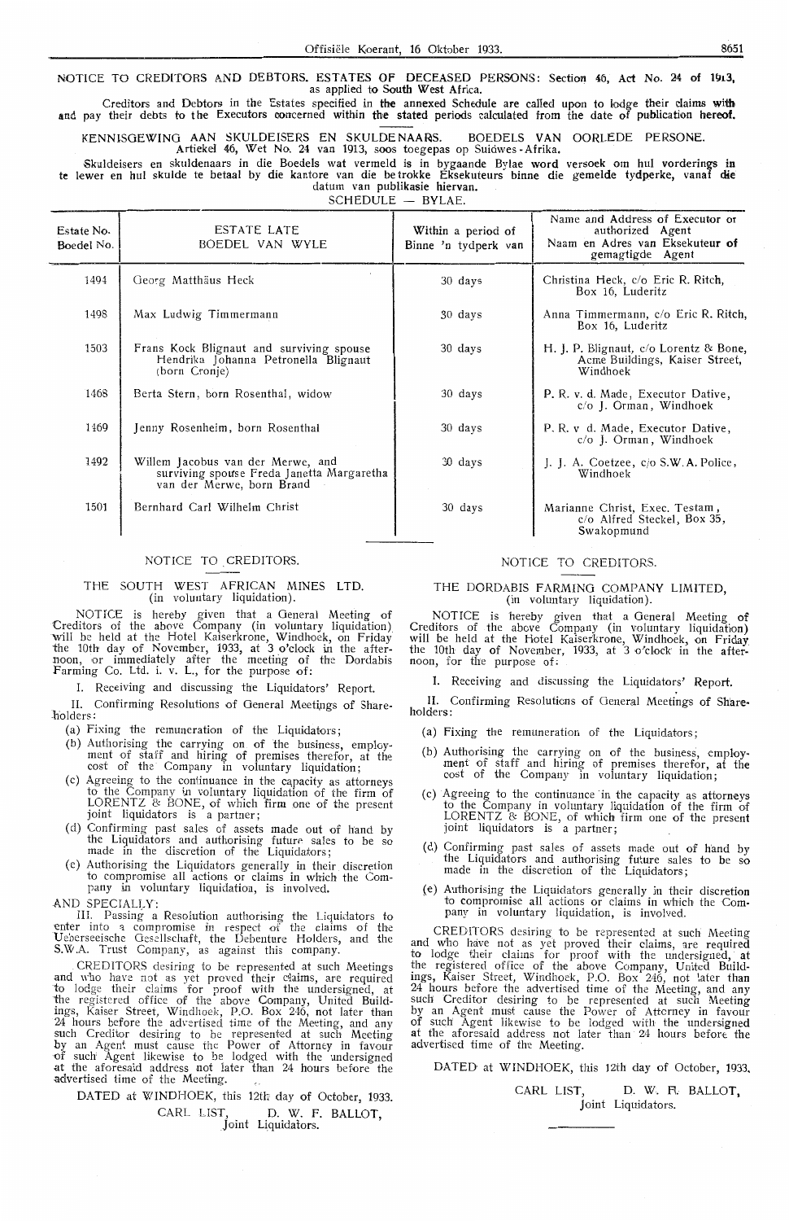NOTICE TO CREDITORS AND DEBTORS. ESTATES OF DECEASED PERSONS: Section 46, Act No. 24 of 1913, as applied to South West Africa.

Creditors and Debtors in the Estates specified in the annexed Schedule are called upon to lodge their claims with and pay their debts to the Executors concerned within the stated periods calculated from the date of publication hereof.

KENNISGEWING AAN SKULDEISERS EN SKULDENAARS. BOEDELS VAN OORLEDE PERSONE. Artiekel 46, Wet No. 24 van 1913, soos toegepas op Suidwes-Afrika.

Skuldeisers en skuldenaars in die Boedels wat vermeld is in bygaande Bylae word versoek om hul vorderings in te lewer en hul skulde te betaal by die kantore van die betrokke Eksekuteurs binne die gemelde tydperke, vanaf die datum van publikasie hiervan.

SCHEDULE — BYLAE.

| Estate No. Boedel No. | ESTATE LATE BOEDEL VAN WYLE | Within a period of Binne 'n tydperk van | Name and Address of Executor or authorized Agent Naam en Adres van Eksekuteur of gemagtigde Agent |
|---|---|---|---|
| 1494 | Georg Matthäus Heck | 30 days | Christina Heck, c/o Eric R. Ritch, Box 16, Luderitz |
| 1498 | Max Ludwig Timmermann | 30 days | Anna Timmermann, c/o Eric R. Ritch, Box 16, Luderitz |
| 1503 | Frans Kock Blignaut and surviving spouse Hendrika Johanna Petronella Blignaut (born Cronje) | 30 days | H. J. P. Blignaut, c/o Lorentz & Bone, Acme Buildings, Kaiser Street, Windhoek |
| 1468 | Berta Stern, born Rosenthal, widow | 30 days | P. R. v. d. Made, Executor Dative, c/o J. Orman, Windhoek |
| 1469 | Jenny Rosenheim, born Rosenthal | 30 days | P. R. v. d. Made, Executor Dative, c/o J. Orman, Windhoek |
| 1492 | Willem Jacobus van der Merwe, and surviving spouse Freda Janetta Margaretha van der Merwe, born Brand | 30 days | J. J. A. Coetzee, c/o S.W.A. Police, Windhoek |
| 1501 | Bernhard Carl Wilhelm Christ | 30 days | Marianne Christ, Exec. Testam., c/o Alfred Steckel, Box 35, Swakopmund |

NOTICE TO CREDITORS.

THE SOUTH WEST AFRICAN MINES LTD.
(in voluntary liquidation).

NOTICE is hereby given that a General Meeting of Creditors of the above Company (in voluntary liquidation) will be held at the Hotel Kaiserkrone, Windhoek, on Friday the 10th day of November, 1933, at 3 o'clock in the afternoon, or immediately after the meeting of the Dordabis Farming Co. Ltd. i. v. L., for the purpose of:

I. Receiving and discussing the Liquidators' Report.

II. Confirming Resolutions of General Meetings of Shareholders:

(a) Fixing the remuneration of the Liquidators;
(b) Authorising the carrying on of the business, employment of staff and hiring of premises therefor, at the cost of the Company in voluntary liquidation;
(c) Agreeing to the continuance in the capacity as attorneys to the Company in voluntary liquidation of the firm of LORENTZ & BONE, of which firm one of the present joint liquidators is a partner;
(d) Confirming past sales of assets made out of hand by the Liquidators and authorising future sales to be so made in the discretion of the Liquidators;
(e) Authorising the Liquidators generally in their discretion to compromise all actions or claims in which the Company in voluntary liquidation, is involved.

AND SPECIALLY:

III. Passing a Resolution authorising the Liquidators to enter into a compromise in respect of the claims of the Ueberseeische Gesellschaft, the Debenture Holders, and the S.W.A. Trust Company, as against this company.

CREDITORS desiring to be represented at such Meetings and who have not as yet proved their claims, are required to lodge their claims for proof with the undersigned, at the registered office of the above Company, United Buildings, Kaiser Street, Windhoek, P.O. Box 246, not later than 24 hours before the advertised time of the Meeting, and any such Creditor desiring to be represented at such Meeting by an Agent must cause the Power of Attorney in favour of such Agent likewise to be lodged with the undersigned at the aforesaid address not later than 24 hours before the advertised time of the Meeting.

DATED at WINDHOEK, this 12th day of October, 1933.

CARL LIST, D. W. F. BALLOT,
Joint Liquidators.

NOTICE TO CREDITORS.

THE DORDABIS FARMING COMPANY LIMITED,
(in voluntary liquidation).

NOTICE is hereby given that a General Meeting of Creditors of the above Company (in voluntary liquidation) will be held at the Hotel Kaiserkrone, Windhoek, on Friday the 10th day of November, 1933, at 3 o'clock in the afternoon, for the purpose of:

I. Receiving and discussing the Liquidators' Report.

II. Confirming Resolutions of General Meetings of Shareholders:

(a) Fixing the remuneration of the Liquidators;
(b) Authorising the carrying on of the business, employment of staff and hiring of premises therefor, at the cost of the Company in voluntary liquidation;
(c) Agreeing to the continuance in the capacity as attorneys to the Company in voluntary liquidation of the firm of LORENTZ & BONE, of which firm one of the present joint liquidators is a partner;
(d) Confirming past sales of assets made out of hand by the Liquidators and authorising future sales to be so made in the discretion of the Liquidators;
(e) Authorising the Liquidators generally in their discretion to compromise all actions or claims in which the Company in voluntary liquidation, is involved.

CREDITORS desiring to be represented at such Meeting and who have not as yet proved their claims, are required to lodge their claims for proof with the undersigned, at the registered office of the above Company, United Buildings, Kaiser Street, Windhoek, P.O. Box 246, not later than 24 hours before the advertised time of the Meeting, and any such Creditor desiring to be represented at such Meeting by an Agent must cause the Power of Attorney in favour of such Agent likewise to be lodged with the undersigned at the aforesaid address not later than 24 hours before the advertised time of the Meeting.

DATED at WINDHOEK, this 12th day of October, 1933.

CARL LIST, D. W. F. BALLOT,
Joint Liquidators.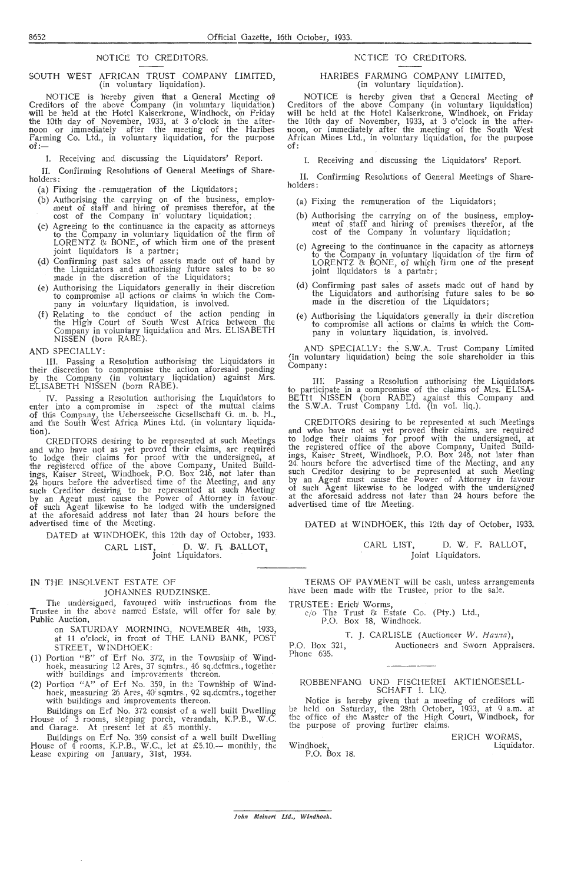## NOTICE TO CREDITORS.

### SOUTH WEST AFRICAN TRUST COMPANY LIMITED, (in voluntary liquidation).

NOTICE is hereby given that a General Meeting of Creditors of the above Company (in voluntary liquidation) will be held at the Hotel Kaiserkrone, Windhoek, on Friday the 10th day of November, 1933, at 3 o'clock in the afternoon or immediately after the meeting of the Haribes Farming Co. Ltd., in voluntary liquidation, for the purpose of:—

I. Receiving and discussing the Liquidators' Report.

II. Confirming Resolutions of General Meetings of Shareholders:

(a) Fixing the remuneration of the Liquidators;
(b) Authorising the carrying on of the business, employment of staff and hiring of premises therefor, at the cost of the Company in voluntary liquidation;
(c) Agreeing to the continuance in the capacity as attorneys to the Company in voluntary liquidation of the firm of LORENTZ & BONE, of which firm one of the present joint liquidators is a partner;
(d) Confirming past sales of assets made out of hand by the Liquidators and authorising future sales to be so made in the discretion of the Liquidators;
(e) Authorising the Liquidators generally in their discretion to compromise all actions or claims in which the Company in voluntary liquidation, is involved.
(f) Relating to the conduct of the action pending in the High Court of South West Africa between the Company in voluntary liquidation and Mrs. ELISABETH NISSEN (born RABE).

AND SPECIALLY:

III. Passing a Resolution authorising the Liquidators in their discretion to compromise the action aforesaid pending by the Company (in voluntary liquidation) against Mrs. ELISABETH NISSEN (born RABE).

IV. Passing a Resolution authorising the Liquidators to enter into a compromise in respect of the mutual claims of this Company, the Ueberseeische Gesellschaft G. m. b. H., and the South West Africa Mines Ltd. (in voluntary liquidation).

CREDITORS desiring to be represented at such Meetings and who have not as yet proved their claims, are required to lodge their claims for proof with the undersigned, at the registered office of the above Company, United Buildings, Kaiser Street, Windhoek, P.O. Box 246, not later than 24 hours before the advertised time of the Meeting, and any such Creditor desiring to be represented at such Meeting by an Agent must cause the Power of Attorney in favour of such Agent likewise to be lodged with the undersigned at the aforesaid address not later than 24 hours before the advertised time of the Meeting.

DATED at WINDHOEK, this 12th day of October, 1933.

CARL LIST, D. W. F. BALLOT,
Joint Liquidators.

## NOTICE TO CREDITORS.

### HARIBES FARMING COMPANY LIMITED, (in voluntary liquidation).

NOTICE is hereby given that a General Meeting of Creditors of the above Company (in voluntary liquidation) will be held at the Hotel Kaiserkrone, Windhoek, on Friday the 10th day of November, 1933, at 3 o'clock in the afternoon, or immediately after the meeting of the South West African Mines Ltd., in voluntary liquidation, for the purpose of:

I. Receiving and discussing the Liquidators' Report.

II. Confirming Resolutions of General Meetings of Shareholders:

(a) Fixing the remuneration of the Liquidators;
(b) Authorising the carrying on of the business, employment of staff and hiring of premises therefor, at the cost of the Company in voluntary liquidation;
(c) Agreeing to the continuance in the capacity as attorneys to the Company in voluntary liquidation of the firm of LORENTZ & BONE, of which firm one of the present joint liquidators is a partner;
(d) Confirming past sales of assets made out of hand by the Liquidators and authorising future sales to be so made in the discretion of the Liquidators;
(e) Authorising the Liquidators generally in their discretion to compromise all actions or claims in which the Company in voluntary liquidation, is involved.

AND SPECIALLY: the S.W.A. Trust Company Limited (in voluntary liquidation) being the sole shareholder in this Company:

III. Passing a Resolution authorising the Liquidators to participate in a compromise of the claims of Mrs. ELISABETH NISSEN (born RABE) against this Company and the S.W.A. Trust Company Ltd. (in vol. liq.).

CREDITORS desiring to be represented at such Meetings and who have not as yet proved their claims, are required to lodge their claims for proof with the undersigned, at the registered office of the above Company, United Buildings, Kaiser Street, Windhoek, P.O. Box 246, not later than 24 hours before the advertised time of the Meeting, and any such Creditor desiring to be represented at such Meeting by an Agent must cause the Power of Attorney in favour of such Agent likewise to be lodged with the undersigned at the aforesaid address not later than 24 hours before the advertised time of the Meeting.

DATED at WINDHOEK, this 12th day of October, 1933.

CARL LIST, D. W. F. BALLOT,
Joint Liquidators.

---

### IN THE INSOLVENT ESTATE OF JOHANNES RUDZINSKE.

The undersigned, favoured with instructions from the Trustee in the above named Estate, will offer for sale by Public Auction,

on SATURDAY MORNING, NOVEMBER 4th, 1933, at 11 o'clock, in front of THE LAND BANK, POST STREET, WINDHOEK:

(1) Portion "B" of Erf No. 372, in the Township of Windhoek, measuring 12 Ares, 37 sqmtrs., 46 sq.dctmrs., together with buildings and improvements thereon.
(2) Portion "A" of Erf No. 359, in the Township of Windhoek, measuring 26 Ares, 40 sqmtrs., 92 sq.dcmtrs., together with buildings and improvements thereon.

Buildings on Erf No. 372 consist of a well built Dwelling House of 3 rooms, sleeping porch, verandah, K.P.B., W.C. and Garage. At present let at £5 monthly.

Buildings on Erf No. 359 consist of a well built Dwelling House of 4 rooms, K.P.B., W.C., let at £5.10.— monthly, the Lease expiring on January, 31st, 1934.

TERMS OF PAYMENT will be cash, unless arrangements have been made with the Trustee, prior to the sale.

TRUSTEE: Erich Worms,
c/o The Trust & Estate Co. (Pty.) Ltd.,
P.O. Box 18, Windhoek.

T. J. CARLISLE (Auctioneer *W. Hanna*),
P.O. Box 321, Auctioneers and Sworn Appraisers.
Phone 635.

---

### ROBBENFANG UND FISCHEREI AKTIENGESELLSCHAFT I. LIQ.

Notice is hereby given that a meeting of creditors will be held on Saturday, the 28th October, 1933, at 9 a.m. at the office of the Master of the High Court, Windhoek, for the purpose of proving further claims.

ERICH WORMS,
Liquidator.

Windhoek,
P.O. Box 18.

*John Meinert Ltd., Windhoek.*